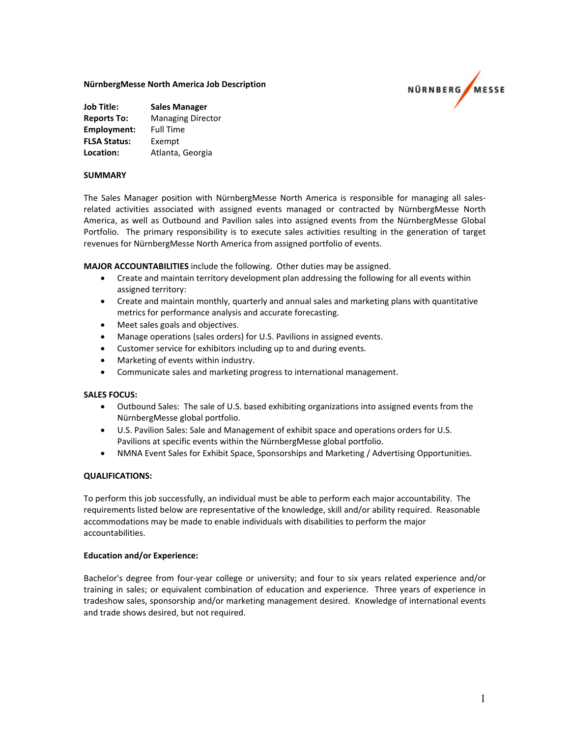**NürnbergMesse North America Job Description**

**Job Title:** **Sales Manager**
**Reports To:** Managing Director
**Employment:** Full Time
**FLSA Status:** Exempt
**Location:** Atlanta, Georgia

## SUMMARY

The Sales Manager position with NürnbergMesse North America is responsible for managing all sales-related activities associated with assigned events managed or contracted by NürnbergMesse North America, as well as Outbound and Pavilion sales into assigned events from the NürnbergMesse Global Portfolio. The primary responsibility is to execute sales activities resulting in the generation of target revenues for NürnbergMesse North America from assigned portfolio of events.

**MAJOR ACCOUNTABILITIES** include the following. Other duties may be assigned.

- Create and maintain territory development plan addressing the following for all events within assigned territory:
- Create and maintain monthly, quarterly and annual sales and marketing plans with quantitative metrics for performance analysis and accurate forecasting.
- Meet sales goals and objectives.
- Manage operations (sales orders) for U.S. Pavilions in assigned events.
- Customer service for exhibitors including up to and during events.
- Marketing of events within industry.
- Communicate sales and marketing progress to international management.

## SALES FOCUS:

- Outbound Sales: The sale of U.S. based exhibiting organizations into assigned events from the NürnbergMesse global portfolio.
- U.S. Pavilion Sales: Sale and Management of exhibit space and operations orders for U.S. Pavilions at specific events within the NürnbergMesse global portfolio.
- NMNA Event Sales for Exhibit Space, Sponsorships and Marketing / Advertising Opportunities.

## QUALIFICATIONS:

To perform this job successfully, an individual must be able to perform each major accountability. The requirements listed below are representative of the knowledge, skill and/or ability required. Reasonable accommodations may be made to enable individuals with disabilities to perform the major accountabilities.

### Education and/or Experience:

Bachelor's degree from four-year college or university; and four to six years related experience and/or training in sales; or equivalent combination of education and experience. Three years of experience in tradeshow sales, sponsorship and/or marketing management desired. Knowledge of international events and trade shows desired, but not required.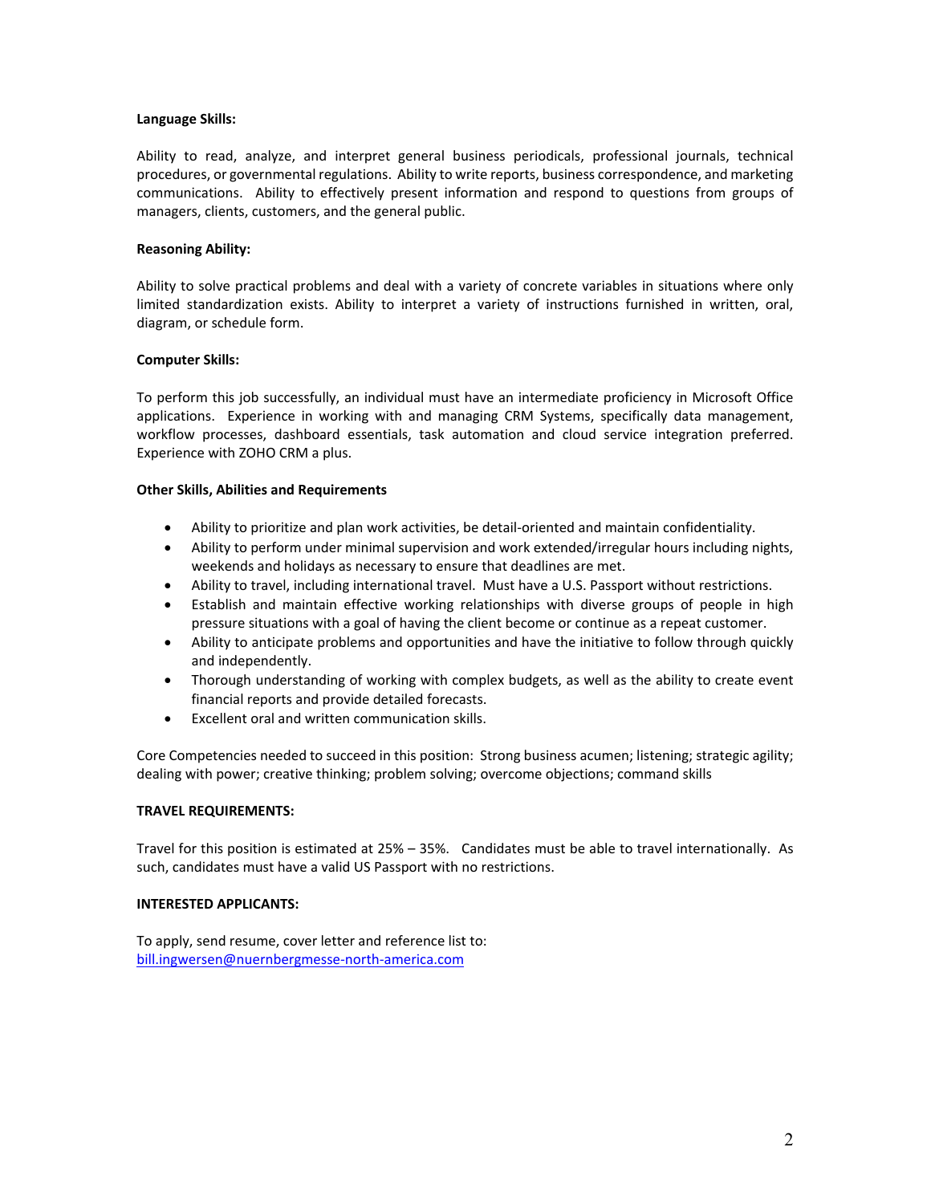**Language Skills:**

Ability to read, analyze, and interpret general business periodicals, professional journals, technical procedures, or governmental regulations. Ability to write reports, business correspondence, and marketing communications. Ability to effectively present information and respond to questions from groups of managers, clients, customers, and the general public.

**Reasoning Ability:**

Ability to solve practical problems and deal with a variety of concrete variables in situations where only limited standardization exists. Ability to interpret a variety of instructions furnished in written, oral, diagram, or schedule form.

**Computer Skills:**

To perform this job successfully, an individual must have an intermediate proficiency in Microsoft Office applications. Experience in working with and managing CRM Systems, specifically data management, workflow processes, dashboard essentials, task automation and cloud service integration preferred. Experience with ZOHO CRM a plus.

**Other Skills, Abilities and Requirements**

- Ability to prioritize and plan work activities, be detail-oriented and maintain confidentiality.
- Ability to perform under minimal supervision and work extended/irregular hours including nights, weekends and holidays as necessary to ensure that deadlines are met.
- Ability to travel, including international travel. Must have a U.S. Passport without restrictions.
- Establish and maintain effective working relationships with diverse groups of people in high pressure situations with a goal of having the client become or continue as a repeat customer.
- Ability to anticipate problems and opportunities and have the initiative to follow through quickly and independently.
- Thorough understanding of working with complex budgets, as well as the ability to create event financial reports and provide detailed forecasts.
- Excellent oral and written communication skills.

Core Competencies needed to succeed in this position: Strong business acumen; listening; strategic agility; dealing with power; creative thinking; problem solving; overcome objections; command skills

**TRAVEL REQUIREMENTS:**

Travel for this position is estimated at 25% – 35%. Candidates must be able to travel internationally. As such, candidates must have a valid US Passport with no restrictions.

**INTERESTED APPLICANTS:**

To apply, send resume, cover letter and reference list to:
bill.ingwersen@nuernbergmesse-north-america.com